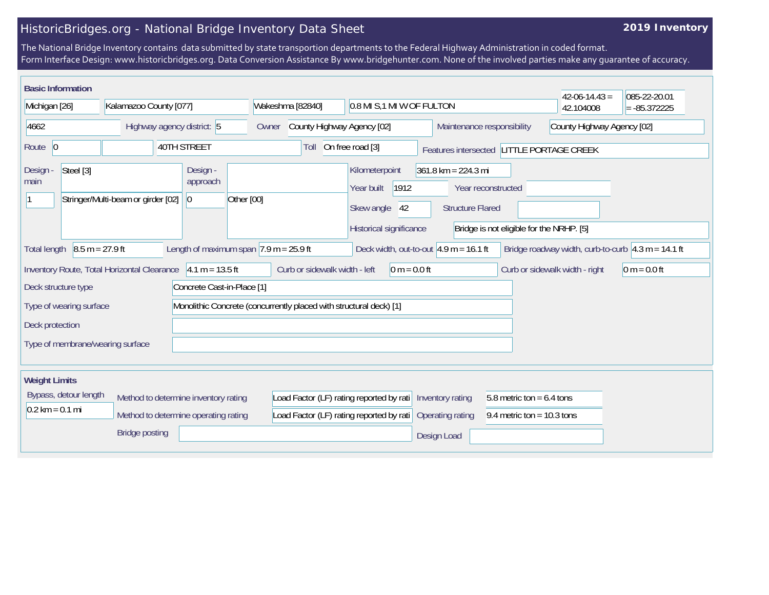# HistoricBridges.org - National Bridge Inventory Data Sheet

**2019 Inventory**

The National Bridge Inventory contains data submitted by state transportion departments to the Federal Highway Administration in coded format.
Form Interface Design: www.historicbridges.org. Data Conversion Assistance By www.bridgehunter.com. None of the involved parties make any guarantee of accuracy.

## Basic Information

| | |
|---|---|
| State | Michigan [26] |
| County | Kalamazoo County [077] |
| Place | Wakeshma [82840] |
| Location | 0.8 MI S,1 MI W OF FULTON |
| Latitude | 42-06-14.43 = 42.104008 |
| Longitude | 085-22-20.01 = -85.372225 |
| Structure number | 4662 |
| Highway agency district | 5 |
| Owner | County Highway Agency [02] |
| Maintenance responsibility | County Highway Agency [02] |
| Route | 0 |
| Facility carried | 40TH STREET |
| Toll | On free road [3] |
| Features intersected | LITTLE PORTAGE CREEK |
| Design - main | Steel [3] |
| | 1 — Stringer/Multi-beam or girder [02] |
| Design - approach | |
| | 0 — Other [00] |
| Kilometerpoint | 361.8 km = 224.3 mi |
| Year built | 1912 |
| Year reconstructed | |
| Skew angle | 42 |
| Structure Flared | |
| Historical significance | Bridge is not eligible for the NRHP. [5] |
| Total length | 8.5 m = 27.9 ft |
| Length of maximum span | 7.9 m = 25.9 ft |
| Deck width, out-to-out | 4.9 m = 16.1 ft |
| Bridge roadway width, curb-to-curb | 4.3 m = 14.1 ft |
| Inventory Route, Total Horizontal Clearance | 4.1 m = 13.5 ft |
| Curb or sidewalk width - left | 0 m = 0.0 ft |
| Curb or sidewalk width - right | 0 m = 0.0 ft |
| Deck structure type | Concrete Cast-in-Place [1] |
| Type of wearing surface | Monolithic Concrete (concurrently placed with structural deck) [1] |
| Deck protection | |
| Type of membrane/wearing surface | |

## Weight Limits

| | |
|---|---|
| Bypass, detour length | 0.2 km = 0.1 mi |
| Method to determine inventory rating | Load Factor (LF) rating reported by rati |
| Method to determine operating rating | Load Factor (LF) rating reported by rati |
| Inventory rating | 5.8 metric ton = 6.4 tons |
| Operating rating | 9.4 metric ton = 10.3 tons |
| Bridge posting | |
| Design Load | |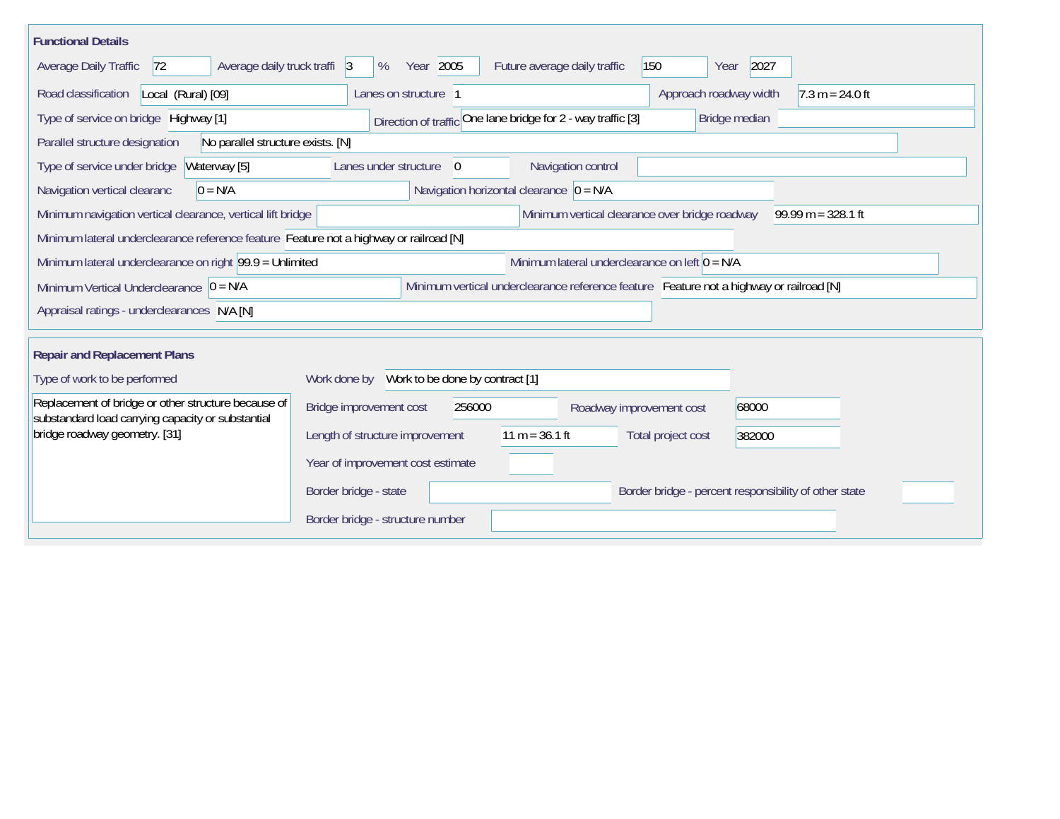## Functional Details

Average Daily Traffic: 72

Average daily truck traffi: 3 %

Year: 2005

Future average daily traffic: 150

Year: 2027

Road classification: Local (Rural) [09]

Lanes on structure: 1

Approach roadway width: 7.3 m = 24.0 ft

Type of service on bridge: Highway [1]

Direction of traffic: One lane bridge for 2 - way traffic [3]

Bridge median:

Parallel structure designation: No parallel structure exists. [N]

Type of service under bridge: Waterway [5]

Lanes under structure: 0

Navigation control:

Navigation vertical clearanc: 0 = N/A

Navigation horizontal clearance: 0 = N/A

Minimum navigation vertical clearance, vertical lift bridge:

Minimum vertical clearance over bridge roadway: 99.99 m = 328.1 ft

Minimum lateral underclearance reference feature: Feature not a highway or railroad [N]

Minimum lateral underclearance on right: 99.9 = Unlimited

Minimum lateral underclearance on left: 0 = N/A

Minimum Vertical Underclearance: 0 = N/A

Minimum vertical underclearance reference feature: Feature not a highway or railroad [N]

Appraisal ratings - underclearances: N/A [N]

## Repair and Replacement Plans

Type of work to be performed: Replacement of bridge or other structure because of substandard load carrying capacity or substantial bridge roadway geometry. [31]

Work done by: Work to be done by contract [1]

Bridge improvement cost: 256000

Roadway improvement cost: 68000

Length of structure improvement: 11 m = 36.1 ft

Total project cost: 382000

Year of improvement cost estimate:

Border bridge - state:

Border bridge - percent responsibility of other state:

Border bridge - structure number: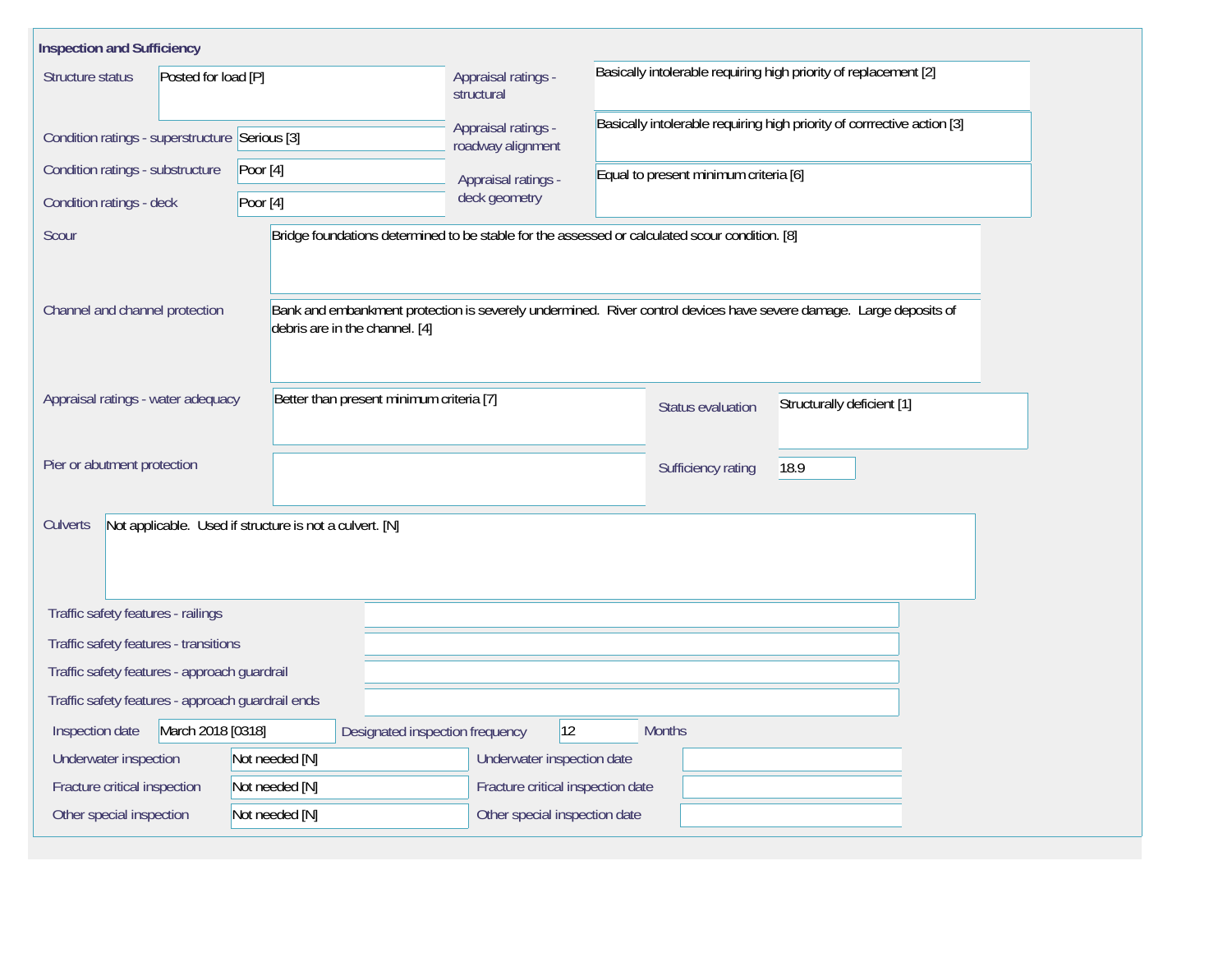## Inspection and Sufficiency

| Field | Value |
|---|---|
| Structure status | Posted for load [P] |
| Appraisal ratings - structural | Basically intolerable requiring high priority of replacement [2] |
| Condition ratings - superstructure | Serious [3] |
| Appraisal ratings - roadway alignment | Basically intolerable requiring high priority of corrrective action [3] |
| Condition ratings - substructure | Poor [4] |
| Appraisal ratings - deck geometry | Equal to present minimum criteria [6] |
| Condition ratings - deck | Poor [4] |
| Scour | Bridge foundations determined to be stable for the assessed or calculated scour condition. [8] |
| Channel and channel protection | Bank and embankment protection is severely undermined. River control devices have severe damage. Large deposits of debris are in the channel. [4] |
| Appraisal ratings - water adequacy | Better than present minimum criteria [7] |
| Status evaluation | Structurally deficient [1] |
| Pier or abutment protection | |
| Sufficiency rating | 18.9 |
| Culverts | Not applicable. Used if structure is not a culvert. [N] |
| Traffic safety features - railings | |
| Traffic safety features - transitions | |
| Traffic safety features - approach guardrail | |
| Traffic safety features - approach guardrail ends | |
| Inspection date | March 2018 [0318] |
| Designated inspection frequency | 12 Months |
| Underwater inspection | Not needed [N] |
| Underwater inspection date | |
| Fracture critical inspection | Not needed [N] |
| Fracture critical inspection date | |
| Other special inspection | Not needed [N] |
| Other special inspection date | |